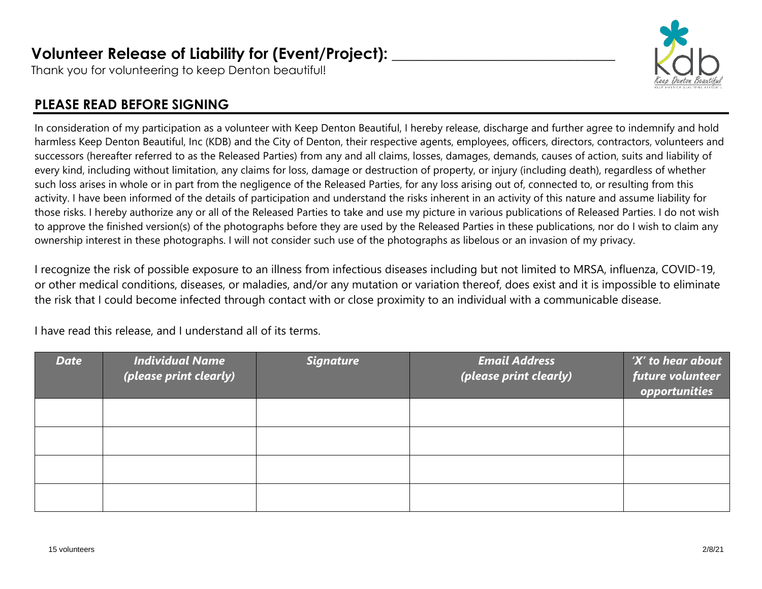# Volunteer Release of Liability for (Event/Project): _______________________________

Thank you for volunteering to keep Denton beautiful!

## PLEASE READ BEFORE SIGNING

In consideration of my participation as a volunteer with Keep Denton Beautiful, I hereby release, discharge and further agree to indemnify and hold harmless Keep Denton Beautiful, Inc (KDB) and the City of Denton, their respective agents, employees, officers, directors, contractors, volunteers and successors (hereafter referred to as the Released Parties) from any and all claims, losses, damages, demands, causes of action, suits and liability of every kind, including without limitation, any claims for loss, damage or destruction of property, or injury (including death), regardless of whether such loss arises in whole or in part from the negligence of the Released Parties, for any loss arising out of, connected to, or resulting from this activity. I have been informed of the details of participation and understand the risks inherent in an activity of this nature and assume liability for those risks. I hereby authorize any or all of the Released Parties to take and use my picture in various publications of Released Parties. I do not wish to approve the finished version(s) of the photographs before they are used by the Released Parties in these publications, nor do I wish to claim any ownership interest in these photographs. I will not consider such use of the photographs as libelous or an invasion of my privacy.

I recognize the risk of possible exposure to an illness from infectious diseases including but not limited to MRSA, influenza, COVID-19, or other medical conditions, diseases, or maladies, and/or any mutation or variation thereof, does exist and it is impossible to eliminate the risk that I could become infected through contact with or close proximity to an individual with a communicable disease.

I have read this release, and I understand all of its terms.

| *Date* | *Individual Name (please print clearly)* | *Signature* | *Email Address (please print clearly)* | *'X' to hear about future volunteer opportunities* |
|---|---|---|---|---|
| | | | | |
| | | | | |
| | | | | |
| | | | | |

15 volunteers 2/8/21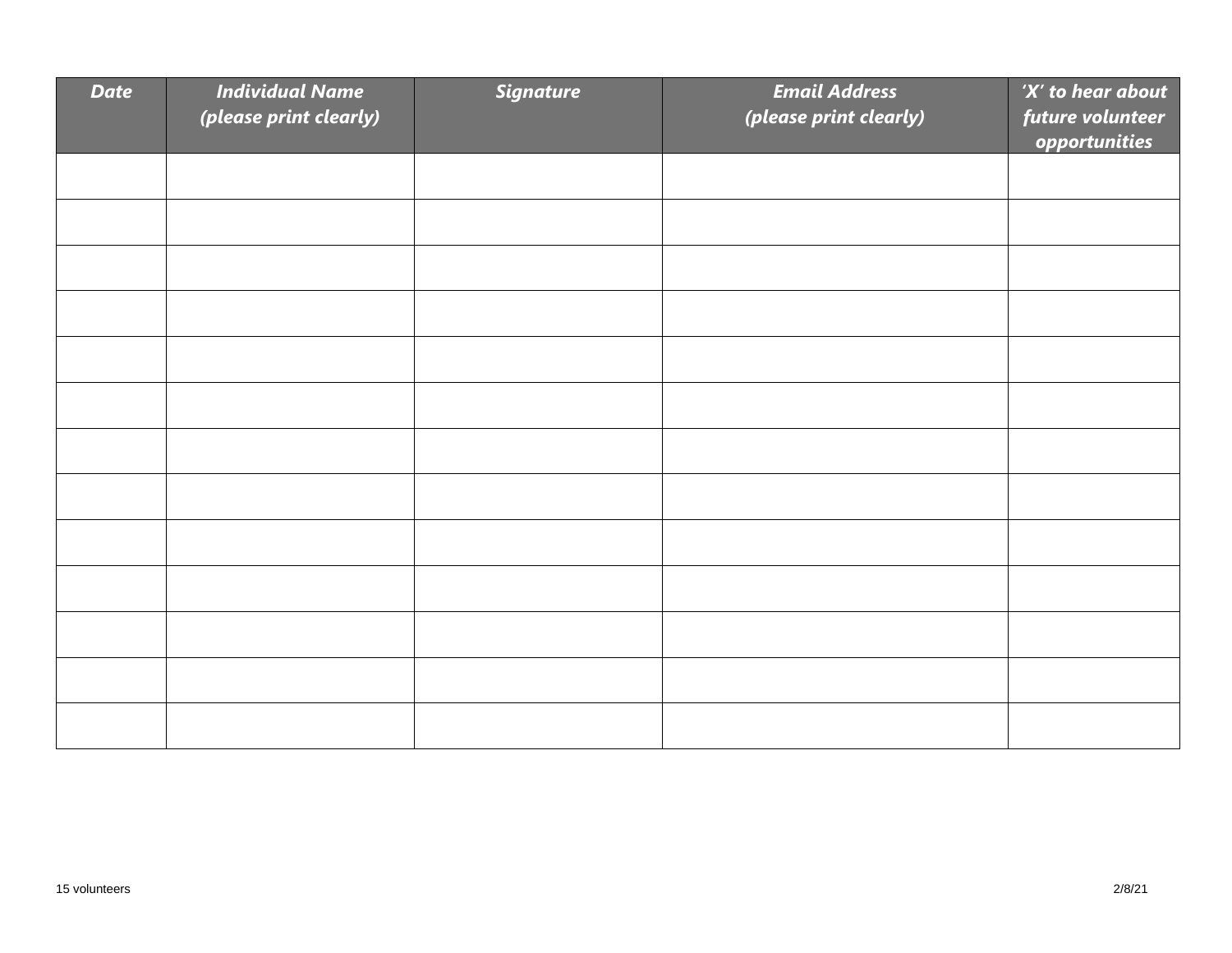| ***Date*** | ***Individual Name (please print clearly)*** | ***Signature*** | ***Email Address (please print clearly)*** | ***'X' to hear about future volunteer opportunities*** |
|---|---|---|---|---|
| | | | | |
| | | | | |
| | | | | |
| | | | | |
| | | | | |
| | | | | |
| | | | | |
| | | | | |
| | | | | |
| | | | | |
| | | | | |
| | | | | |
| | | | | |